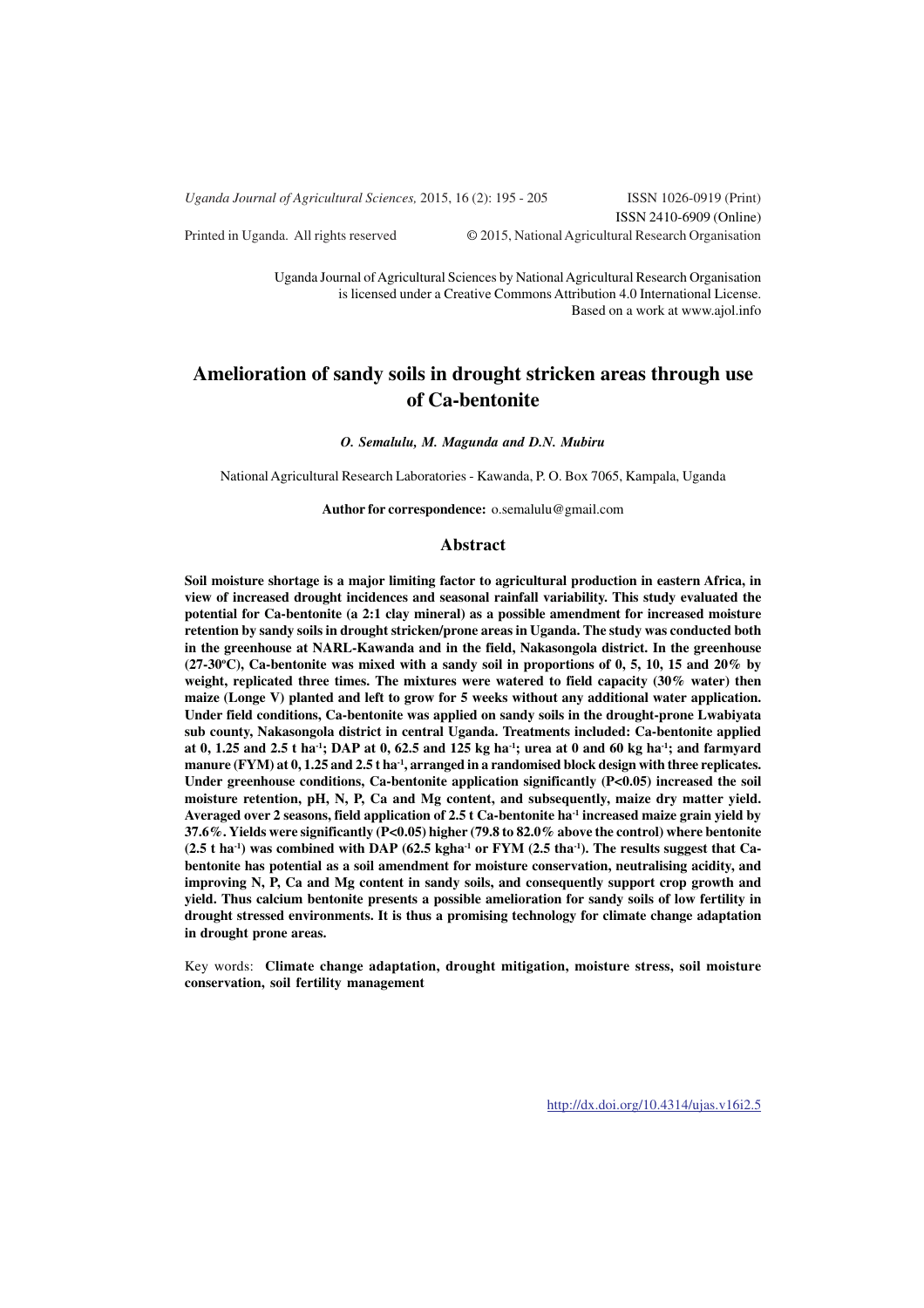Uganda Journal of Agricultural Sciences by National Agricultural Research Organisation is licensed under a Creative Commons Attribution 4.0 International License. Based on a work at www.ajol.info

# Amelioration of sandy soils in drought stricken areas through use of Ca-bentonite

***O. Semalulu, M. Magunda and D.N. Mubiru***

National Agricultural Research Laboratories - Kawanda, P. O. Box 7065, Kampala, Uganda

**Author for correspondence:** o.semalulu@gmail.com

## Abstract

**Soil moisture shortage is a major limiting factor to agricultural production in eastern Africa, in view of increased drought incidences and seasonal rainfall variability. This study evaluated the potential for Ca-bentonite (a 2:1 clay mineral) as a possible amendment for increased moisture retention by sandy soils in drought stricken/prone areas in Uganda. The study was conducted both in the greenhouse at NARL-Kawanda and in the field, Nakasongola district. In the greenhouse (27-30$^{o}$C), Ca-bentonite was mixed with a sandy soil in proportions of 0, 5, 10, 15 and 20% by weight, replicated three times. The mixtures were watered to field capacity (30% water) then maize (Longe V) planted and left to grow for 5 weeks without any additional water application. Under field conditions, Ca-bentonite was applied on sandy soils in the drought-prone Lwabiyata sub county, Nakasongola district in central Uganda. Treatments included: Ca-bentonite applied at 0, 1.25 and 2.5 t ha$^{-1}$; DAP at 0, 62.5 and 125 kg ha$^{-1}$; urea at 0 and 60 kg ha$^{-1}$; and farmyard manure (FYM) at 0, 1.25 and 2.5 t ha$^{-1}$, arranged in a randomised block design with three replicates. Under greenhouse conditions, Ca-bentonite application significantly ($P<0.05$) increased the soil moisture retention, pH, N, P, Ca and Mg content, and subsequently, maize dry matter yield. Averaged over 2 seasons, field application of 2.5 t Ca-bentonite ha$^{-1}$ increased maize grain yield by 37.6%. Yields were significantly ($P<0.05$) higher (79.8 to 82.0% above the control) where bentonite (2.5 t ha$^{-1}$) was combined with DAP (62.5 kgha$^{-1}$ or FYM (2.5 tha$^{-1}$). The results suggest that Ca-bentonite has potential as a soil amendment for moisture conservation, neutralising acidity, and improving N, P, Ca and Mg content in sandy soils, and consequently support crop growth and yield. Thus calcium bentonite presents a possible amelioration for sandy soils of low fertility in drought stressed environments. It is thus a promising technology for climate change adaptation in drought prone areas.**

Key words: **Climate change adaptation, drought mitigation, moisture stress, soil moisture conservation, soil fertility management**

http://dx.doi.org/10.4314/ujas.v16i2.5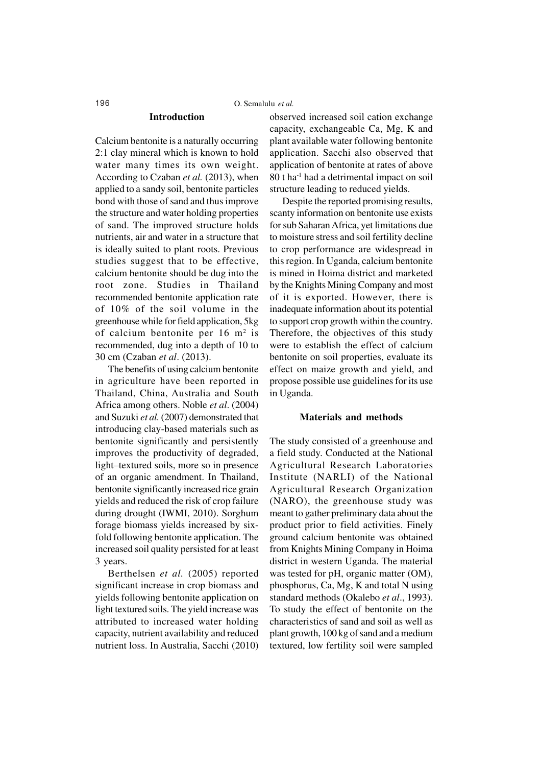## Introduction

Calcium bentonite is a naturally occurring 2:1 clay mineral which is known to hold water many times its own weight. According to Czaban *et al.* (2013), when applied to a sandy soil, bentonite particles bond with those of sand and thus improve the structure and water holding properties of sand. The improved structure holds nutrients, air and water in a structure that is ideally suited to plant roots. Previous studies suggest that to be effective, calcium bentonite should be dug into the root zone. Studies in Thailand recommended bentonite application rate of 10% of the soil volume in the greenhouse while for field application, 5kg of calcium bentonite per 16 $m^2$ is recommended, dug into a depth of 10 to 30 cm (Czaban *et al*. (2013).

The benefits of using calcium bentonite in agriculture have been reported in Thailand, China, Australia and South Africa among others. Noble *et al*. (2004) and Suzuki *et al.* (2007) demonstrated that introducing clay-based materials such as bentonite significantly and persistently improves the productivity of degraded, light–textured soils, more so in presence of an organic amendment. In Thailand, bentonite significantly increased rice grain yields and reduced the risk of crop failure during drought (IWMI, 2010). Sorghum forage biomass yields increased by six-fold following bentonite application. The increased soil quality persisted for at least 3 years.

Berthelsen *et al.* (2005) reported significant increase in crop biomass and yields following bentonite application on light textured soils. The yield increase was attributed to increased water holding capacity, nutrient availability and reduced nutrient loss. In Australia, Sacchi (2010) observed increased soil cation exchange capacity, exchangeable Ca, Mg, K and plant available water following bentonite application. Sacchi also observed that application of bentonite at rates of above 80 t $ha^{-1}$ had a detrimental impact on soil structure leading to reduced yields.

Despite the reported promising results, scanty information on bentonite use exists for sub Saharan Africa, yet limitations due to moisture stress and soil fertility decline to crop performance are widespread in this region. In Uganda, calcium bentonite is mined in Hoima district and marketed by the Knights Mining Company and most of it is exported. However, there is inadequate information about its potential to support crop growth within the country. Therefore, the objectives of this study were to establish the effect of calcium bentonite on soil properties, evaluate its effect on maize growth and yield, and propose possible use guidelines for its use in Uganda.

## Materials and methods

The study consisted of a greenhouse and a field study. Conducted at the National Agricultural Research Laboratories Institute (NARLI) of the National Agricultural Research Organization (NARO), the greenhouse study was meant to gather preliminary data about the product prior to field activities. Finely ground calcium bentonite was obtained from Knights Mining Company in Hoima district in western Uganda. The material was tested for pH, organic matter (OM), phosphorus, Ca, Mg, K and total N using standard methods (Okalebo *et al*., 1993). To study the effect of bentonite on the characteristics of sand and soil as well as plant growth, 100 kg of sand and a medium textured, low fertility soil were sampled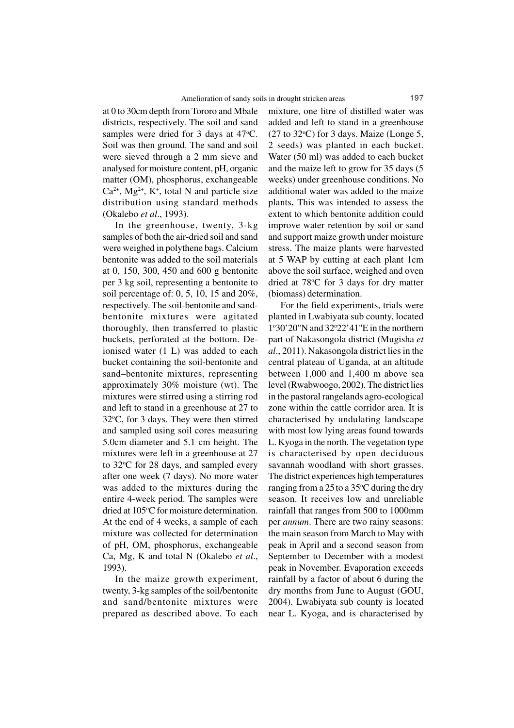at 0 to 30cm depth from Tororo and Mbale districts, respectively. The soil and sand samples were dried for 3 days at 47°C. Soil was then ground. The sand and soil were sieved through a 2 mm sieve and analysed for moisture content, pH, organic matter (OM), phosphorus, exchangeable $Ca^{2+}$, $Mg^{2+}$, $K^{+}$, total N and particle size distribution using standard methods (Okalebo *et al*., 1993).

In the greenhouse, twenty, 3-kg samples of both the air-dried soil and sand were weighed in polythene bags. Calcium bentonite was added to the soil materials at 0, 150, 300, 450 and 600 g bentonite per 3 kg soil, representing a bentonite to soil percentage of: 0, 5, 10, 15 and 20%, respectively. The soil-bentonite and sand-bentonite mixtures were agitated thoroughly, then transferred to plastic buckets, perforated at the bottom. De-ionised water (1 L) was added to each bucket containing the soil-bentonite and sand–bentonite mixtures, representing approximately 30% moisture (wt). The mixtures were stirred using a stirring rod and left to stand in a greenhouse at 27 to 32°C, for 3 days. They were then stirred and sampled using soil cores measuring 5.0cm diameter and 5.1 cm height. The mixtures were left in a greenhouse at 27 to 32°C for 28 days, and sampled every after one week (7 days). No more water was added to the mixtures during the entire 4-week period. The samples were dried at 105°C for moisture determination. At the end of 4 weeks, a sample of each mixture was collected for determination of pH, OM, phosphorus, exchangeable Ca, Mg, K and total N (Okalebo *et al*., 1993).

In the maize growth experiment, twenty, 3-kg samples of the soil/bentonite and sand/bentonite mixtures were prepared as described above. To each mixture, one litre of distilled water was added and left to stand in a greenhouse (27 to 32°C) for 3 days. Maize (Longe 5, 2 seeds) was planted in each bucket. Water (50 ml) was added to each bucket and the maize left to grow for 35 days (5 weeks) under greenhouse conditions. No additional water was added to the maize plants**.** This was intended to assess the extent to which bentonite addition could improve water retention by soil or sand and support maize growth under moisture stress. The maize plants were harvested at 5 WAP by cutting at each plant 1cm above the soil surface, weighed and oven dried at 78°C for 3 days for dry matter (biomass) determination.

For the field experiments, trials were planted in Lwabiyata sub county, located 1°30'20"N and 32°22'41"E in the northern part of Nakasongola district (Mugisha *et al*., 2011). Nakasongola district lies in the central plateau of Uganda, at an altitude between 1,000 and 1,400 m above sea level (Rwabwoogo, 2002). The district lies in the pastoral rangelands agro-ecological zone within the cattle corridor area. It is characterised by undulating landscape with most low lying areas found towards L. Kyoga in the north. The vegetation type is characterised by open deciduous savannah woodland with short grasses. The district experiences high temperatures ranging from a 25 to a 35°C during the dry season. It receives low and unreliable rainfall that ranges from 500 to 1000mm per *annum*. There are two rainy seasons: the main season from March to May with peak in April and a second season from September to December with a modest peak in November. Evaporation exceeds rainfall by a factor of about 6 during the dry months from June to August (GOU, 2004). Lwabiyata sub county is located near L. Kyoga, and is characterised by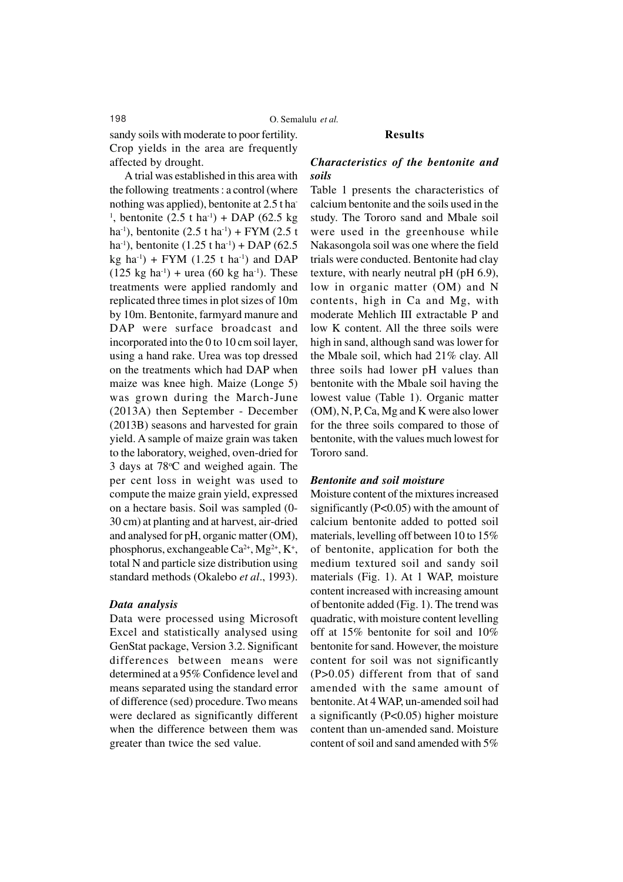sandy soils with moderate to poor fertility. Crop yields in the area are frequently affected by drought.

A trial was established in this area with the following treatments : a control (where nothing was applied), bentonite at 2.5 t ha$^{-1}$, bentonite (2.5 t ha$^{-1}$) + DAP (62.5 kg ha$^{-1}$), bentonite (2.5 t ha$^{-1}$) + FYM (2.5 t ha$^{-1}$), bentonite (1.25 t ha$^{-1}$) + DAP (62.5 kg ha$^{-1}$) + FYM (1.25 t ha$^{-1}$) and DAP (125 kg ha$^{-1}$) + urea (60 kg ha$^{-1}$). These treatments were applied randomly and replicated three times in plot sizes of 10m by 10m. Bentonite, farmyard manure and DAP were surface broadcast and incorporated into the 0 to 10 cm soil layer, using a hand rake. Urea was top dressed on the treatments which had DAP when maize was knee high. Maize (Longe 5) was grown during the March-June (2013A) then September - December (2013B) seasons and harvested for grain yield. A sample of maize grain was taken to the laboratory, weighed, oven-dried for 3 days at 78$^{o}$C and weighed again. The per cent loss in weight was used to compute the maize grain yield, expressed on a hectare basis. Soil was sampled (0-30 cm) at planting and at harvest, air-dried and analysed for pH, organic matter (OM), phosphorus, exchangeable $Ca^{2+}$, $Mg^{2+}$, $K^{+}$, total N and particle size distribution using standard methods (Okalebo *et al*., 1993).

### *Data analysis*

Data were processed using Microsoft Excel and statistically analysed using GenStat package, Version 3.2. Significant differences between means were determined at a 95% Confidence level and means separated using the standard error of difference (sed) procedure. Two means were declared as significantly different when the difference between them was greater than twice the sed value.

## Results

### *Characteristics of the bentonite and soils*

Table 1 presents the characteristics of calcium bentonite and the soils used in the study. The Tororo sand and Mbale soil were used in the greenhouse while Nakasongola soil was one where the field trials were conducted. Bentonite had clay texture, with nearly neutral pH (pH 6.9), low in organic matter (OM) and N contents, high in Ca and Mg, with moderate Mehlich III extractable P and low K content. All the three soils were high in sand, although sand was lower for the Mbale soil, which had 21% clay. All three soils had lower pH values than bentonite with the Mbale soil having the lowest value (Table 1). Organic matter (OM), N, P, Ca, Mg and K were also lower for the three soils compared to those of bentonite, with the values much lowest for Tororo sand.

### *Bentonite and soil moisture*

Moisture content of the mixtures increased significantly ($P<0.05$) with the amount of calcium bentonite added to potted soil materials, levelling off between 10 to 15% of bentonite, application for both the medium textured soil and sandy soil materials (Fig. 1). At 1 WAP, moisture content increased with increasing amount of bentonite added (Fig. 1). The trend was quadratic, with moisture content levelling off at 15% bentonite for soil and 10% bentonite for sand. However, the moisture content for soil was not significantly ($P>0.05$) different from that of sand amended with the same amount of bentonite. At 4 WAP, un-amended soil had a significantly ($P<0.05$) higher moisture content than un-amended sand. Moisture content of soil and sand amended with 5%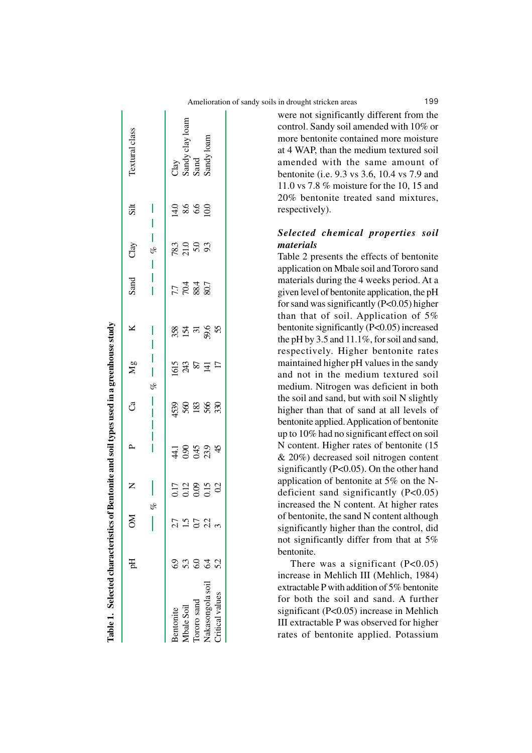**Table 1. Selected characteristics of Bentonite and soil types used in a greenhouse study**

| | pH | OM | N | P | Ca | Mg | K | Sand | Clay | Silt | Textural class |
|---|---|---|---|---|---|---|---|---|---|---|---|
| | | % | | % | | | | % | | | |
| Bentonite | 6.9 | 2.7 | 0.17 | 44.1 | 4539 | 1615 | 358 | 7.7 | 78.3 | 14.0 | Clay |
| Mbale Soil | 5.3 | 1.5 | 0.12 | 0.90 | 560 | 243 | 154 | 70.4 | 21.0 | 8.6 | Sandy clay loam |
| Tororo sand | 6.0 | 0.7 | 0.09 | 0.45 | 183 | 87 | 31 | 88.4 | 5.0 | 6.6 | Sand |
| Nakasongola soil | 6.4 | 2.2 | 0.15 | 23.9 | 566 | 141 | 59.6 | 80.7 | 9.3 | 10.0 | Sandy loam |
| Critical values | 5.2 | 3 | 0.2 | 45 | 330 | 17 | 55 | | | | |

were not significantly different from the control. Sandy soil amended with 10% or more bentonite contained more moisture at 4 WAP, than the medium textured soil amended with the same amount of bentonite (i.e. 9.3 vs 3.6, 10.4 vs 7.9 and 11.0 vs 7.8 % moisture for the 10, 15 and 20% bentonite treated sand mixtures, respectively).

### *Selected chemical properties soil materials*

Table 2 presents the effects of bentonite application on Mbale soil and Tororo sand materials during the 4 weeks period. At a given level of bentonite application, the pH for sand was significantly ($P<0.05$) higher than that of soil. Application of 5% bentonite significantly ($P<0.05$) increased the pH by 3.5 and 11.1%, for soil and sand, respectively. Higher bentonite rates maintained higher pH values in the sandy and not in the medium textured soil medium. Nitrogen was deficient in both the soil and sand, but with soil N slightly higher than that of sand at all levels of bentonite applied. Application of bentonite up to 10% had no significant effect on soil N content. Higher rates of bentonite (15 & 20%) decreased soil nitrogen content significantly ($P<0.05$). On the other hand application of bentonite at 5% on the N-deficient sand significantly ($P<0.05$) increased the N content. At higher rates of bentonite, the sand N content although significantly higher than the control, did not significantly differ from that at 5% bentonite.

There was a significant ($P<0.05$) increase in Mehlich III (Mehlich, 1984) extractable P with addition of 5% bentonite for both the soil and sand. A further significant ($P<0.05$) increase in Mehlich III extractable P was observed for higher rates of bentonite applied. Potassium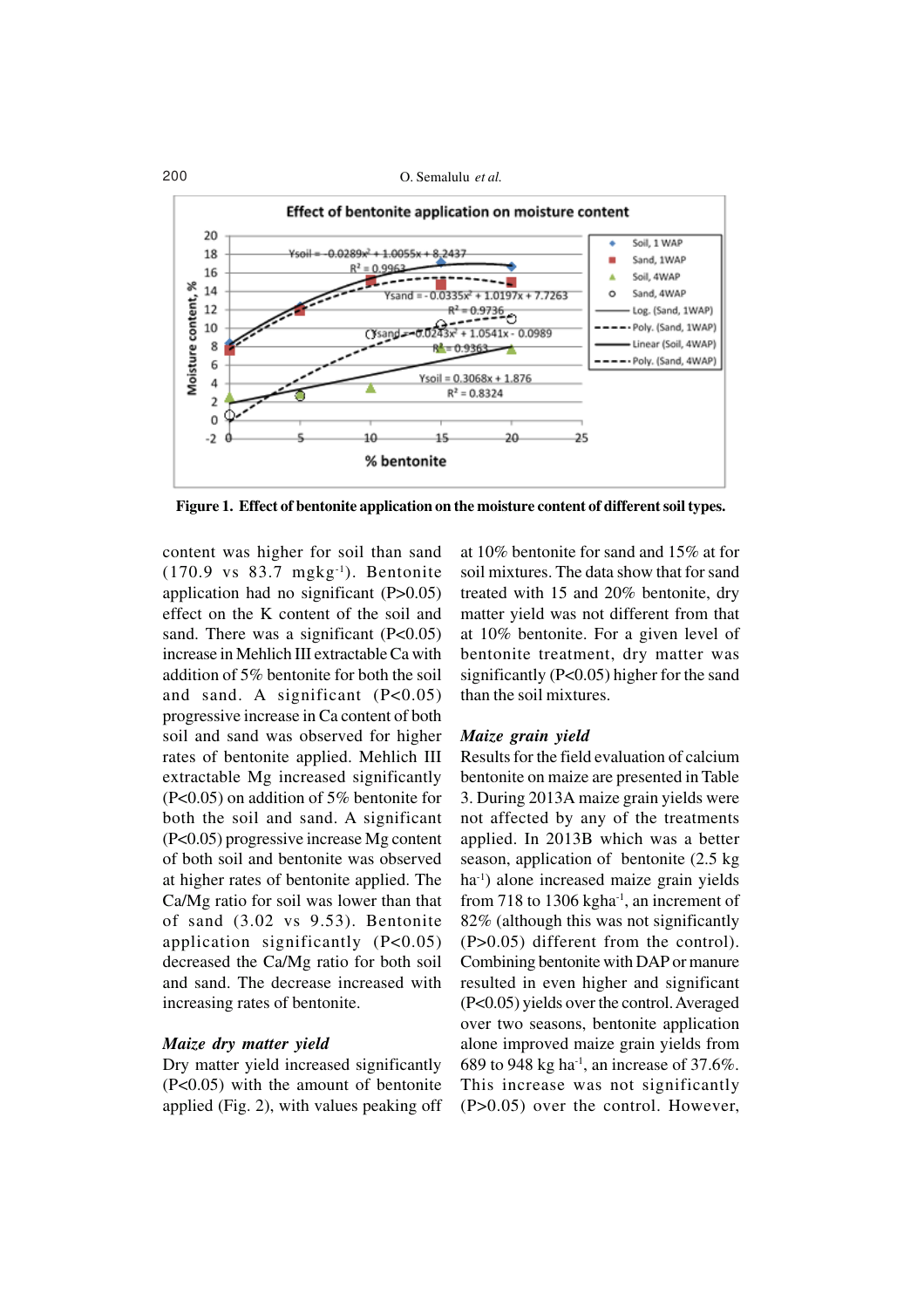**Figure 1. Effect of bentonite application on the moisture content of different soil types.**

content was higher for soil than sand (170.9 vs 83.7 mgkg$^{-1}$). Bentonite application had no significant (P>0.05) effect on the K content of the soil and sand. There was a significant (P<0.05) increase in Mehlich III extractable Ca with addition of 5% bentonite for both the soil and sand. A significant (P<0.05) progressive increase in Ca content of both soil and sand was observed for higher rates of bentonite applied. Mehlich III extractable Mg increased significantly (P<0.05) on addition of 5% bentonite for both the soil and sand. A significant (P<0.05) progressive increase Mg content of both soil and bentonite was observed at higher rates of bentonite applied. The Ca/Mg ratio for soil was lower than that of sand (3.02 vs 9.53). Bentonite application significantly (P<0.05) decreased the Ca/Mg ratio for both soil and sand. The decrease increased with increasing rates of bentonite.

***Maize dry matter yield***

Dry matter yield increased significantly (P<0.05) with the amount of bentonite applied (Fig. 2), with values peaking off at 10% bentonite for sand and 15% at for soil mixtures. The data show that for sand treated with 15 and 20% bentonite, dry matter yield was not different from that at 10% bentonite. For a given level of bentonite treatment, dry matter was significantly (P<0.05) higher for the sand than the soil mixtures.

***Maize grain yield***

Results for the field evaluation of calcium bentonite on maize are presented in Table 3. During 2013A maize grain yields were not affected by any of the treatments applied. In 2013B which was a better season, application of bentonite (2.5 kg ha$^{-1}$) alone increased maize grain yields from 718 to 1306 kgha$^{-1}$, an increment of 82% (although this was not significantly (P>0.05) different from the control). Combining bentonite with DAP or manure resulted in even higher and significant (P<0.05) yields over the control. Averaged over two seasons, bentonite application alone improved maize grain yields from 689 to 948 kg ha$^{-1}$, an increase of 37.6%. This increase was not significantly (P>0.05) over the control. However,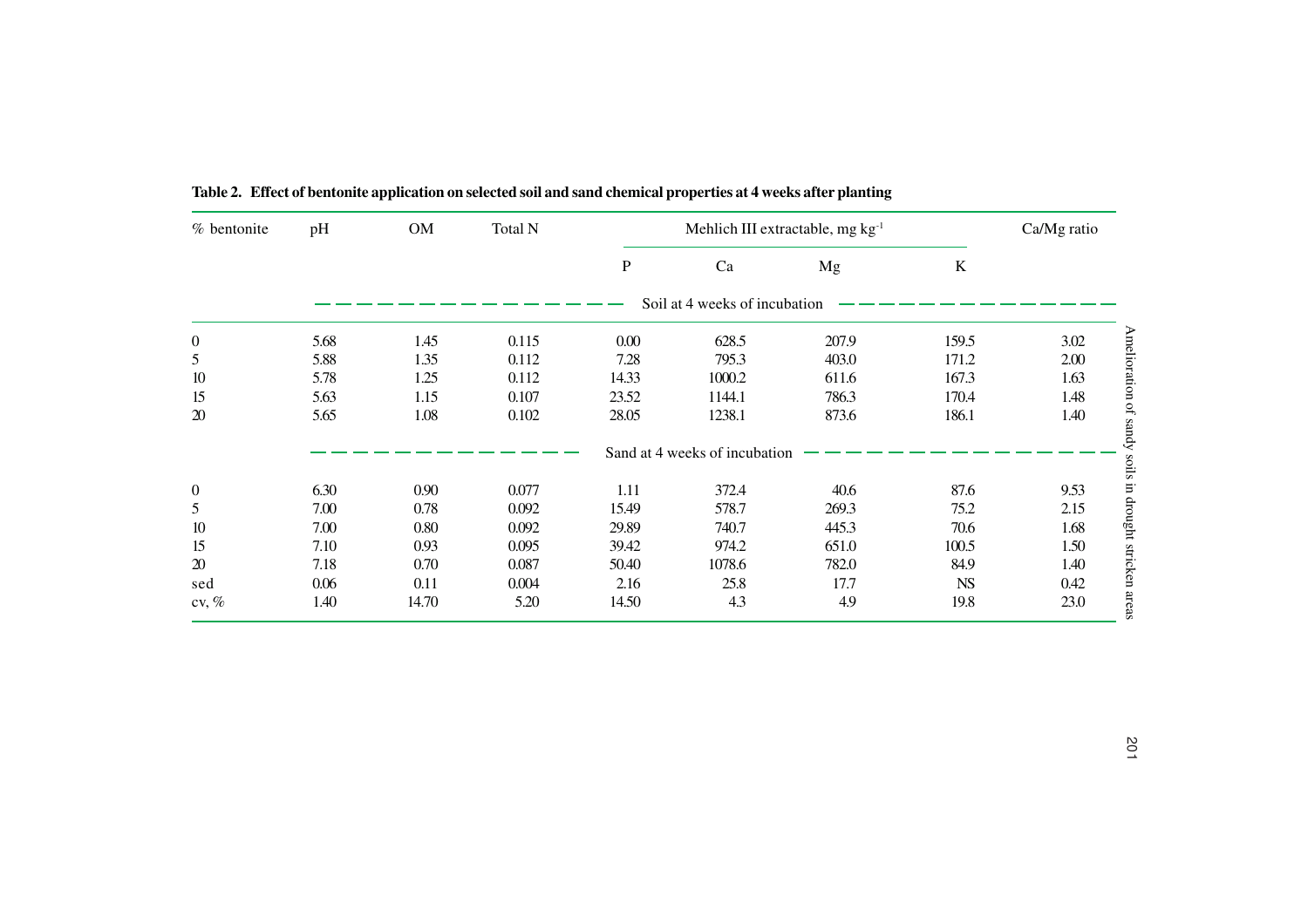**Table 2. Effect of bentonite application on selected soil and sand chemical properties at 4 weeks after planting**

| % bentonite | pH | OM | Total N | Mehlich III extractable, mg kg$^{-1}$ | | | | Ca/Mg ratio |
|---|---|---|---|---|---|---|---|---|
| | | | | P | Ca | Mg | K | |
| | Soil at 4 weeks of incubation | | | | | | | |
| 0 | 5.68 | 1.45 | 0.115 | 0.00 | 628.5 | 207.9 | 159.5 | 3.02 |
| 5 | 5.88 | 1.35 | 0.112 | 7.28 | 795.3 | 403.0 | 171.2 | 2.00 |
| 10 | 5.78 | 1.25 | 0.112 | 14.33 | 1000.2 | 611.6 | 167.3 | 1.63 |
| 15 | 5.63 | 1.15 | 0.107 | 23.52 | 1144.1 | 786.3 | 170.4 | 1.48 |
| 20 | 5.65 | 1.08 | 0.102 | 28.05 | 1238.1 | 873.6 | 186.1 | 1.40 |
| | Sand at 4 weeks of incubation | | | | | | | |
| 0 | 6.30 | 0.90 | 0.077 | 1.11 | 372.4 | 40.6 | 87.6 | 9.53 |
| 5 | 7.00 | 0.78 | 0.092 | 15.49 | 578.7 | 269.3 | 75.2 | 2.15 |
| 10 | 7.00 | 0.80 | 0.092 | 29.89 | 740.7 | 445.3 | 70.6 | 1.68 |
| 15 | 7.10 | 0.93 | 0.095 | 39.42 | 974.2 | 651.0 | 100.5 | 1.50 |
| 20 | 7.18 | 0.70 | 0.087 | 50.40 | 1078.6 | 782.0 | 84.9 | 1.40 |
| sed | 0.06 | 0.11 | 0.004 | 2.16 | 25.8 | 17.7 | NS | 0.42 |
| cv, % | 1.40 | 14.70 | 5.20 | 14.50 | 4.3 | 4.9 | 19.8 | 23.0 |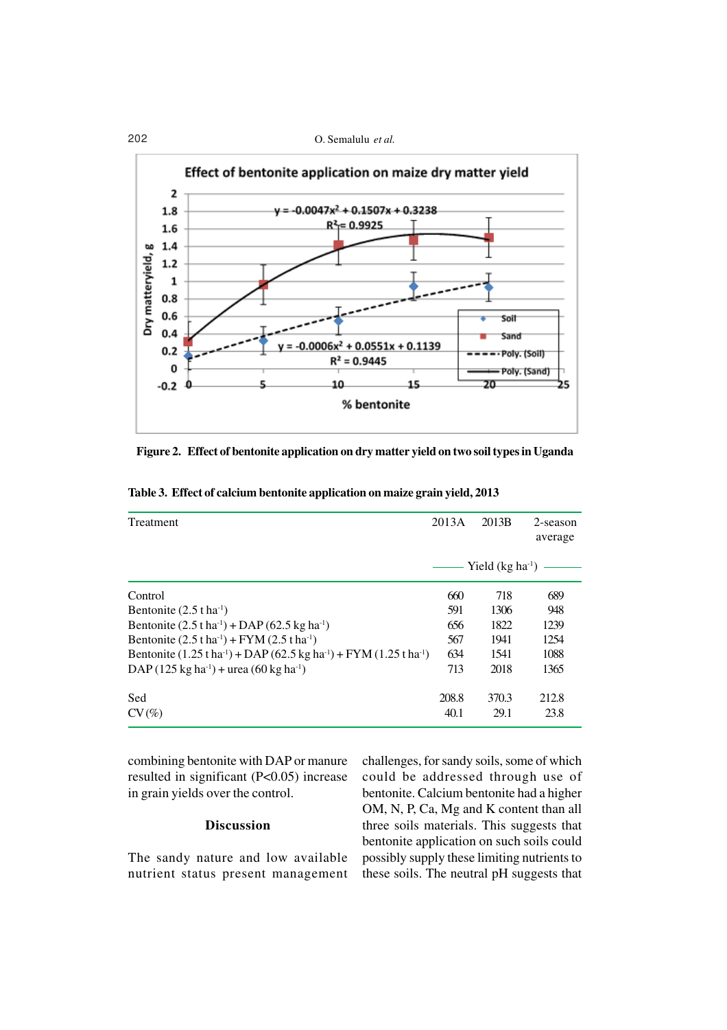Figure 2. Effect of bentonite application on dry matter yield on two soil types in Uganda

Table 3. Effect of calcium bentonite application on maize grain yield, 2013

| Treatment | 2013A | 2013B | 2-season average |
|---|---|---|---|
| | Yield (kg ha$^{-1}$) | | |
| Control | 660 | 718 | 689 |
| Bentonite (2.5 t ha$^{-1}$) | 591 | 1306 | 948 |
| Bentonite (2.5 t ha$^{-1}$) + DAP (62.5 kg ha$^{-1}$) | 656 | 1822 | 1239 |
| Bentonite (2.5 t ha$^{-1}$) + FYM (2.5 t ha$^{-1}$) | 567 | 1941 | 1254 |
| Bentonite (1.25 t ha$^{-1}$) + DAP (62.5 kg ha$^{-1}$) + FYM (1.25 t ha$^{-1}$) | 634 | 1541 | 1088 |
| DAP (125 kg ha$^{-1}$) + urea (60 kg ha$^{-1}$) | 713 | 2018 | 1365 |
| Sed | 208.8 | 370.3 | 212.8 |
| CV (%) | 40.1 | 29.1 | 23.8 |

combining bentonite with DAP or manure resulted in significant ($P<0.05$) increase in grain yields over the control.

## Discussion

The sandy nature and low available nutrient status present management challenges, for sandy soils, some of which could be addressed through use of bentonite. Calcium bentonite had a higher OM, N, P, Ca, Mg and K content than all three soils materials. This suggests that bentonite application on such soils could possibly supply these limiting nutrients to these soils. The neutral pH suggests that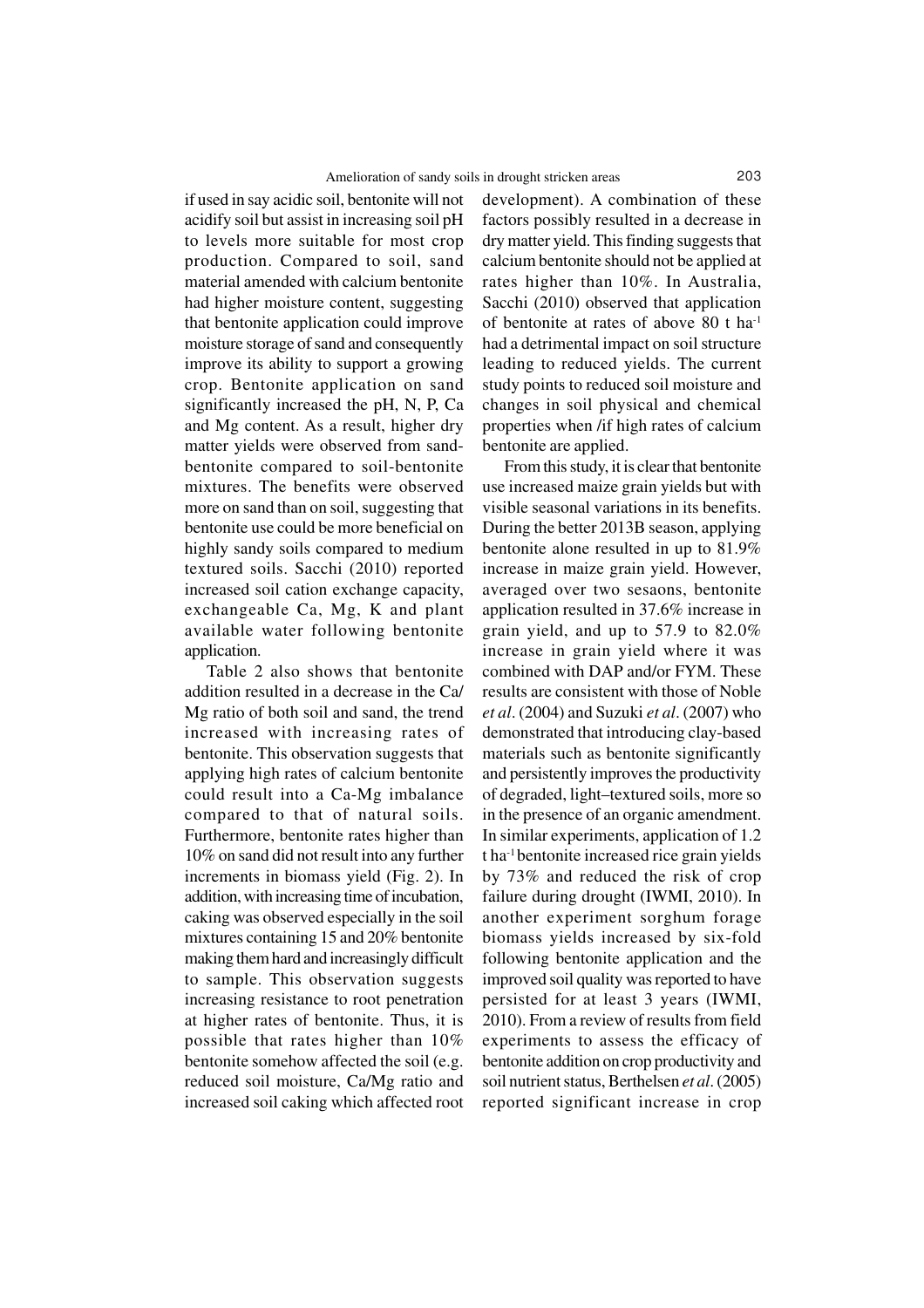if used in say acidic soil, bentonite will not acidify soil but assist in increasing soil pH to levels more suitable for most crop production. Compared to soil, sand material amended with calcium bentonite had higher moisture content, suggesting that bentonite application could improve moisture storage of sand and consequently improve its ability to support a growing crop. Bentonite application on sand significantly increased the pH, N, P, Ca and Mg content. As a result, higher dry matter yields were observed from sand-bentonite compared to soil-bentonite mixtures. The benefits were observed more on sand than on soil, suggesting that bentonite use could be more beneficial on highly sandy soils compared to medium textured soils. Sacchi (2010) reported increased soil cation exchange capacity, exchangeable Ca, Mg, K and plant available water following bentonite application.

Table 2 also shows that bentonite addition resulted in a decrease in the Ca/Mg ratio of both soil and sand, the trend increased with increasing rates of bentonite. This observation suggests that applying high rates of calcium bentonite could result into a Ca-Mg imbalance compared to that of natural soils. Furthermore, bentonite rates higher than 10% on sand did not result into any further increments in biomass yield (Fig. 2). In addition, with increasing time of incubation, caking was observed especially in the soil mixtures containing 15 and 20% bentonite making them hard and increasingly difficult to sample. This observation suggests increasing resistance to root penetration at higher rates of bentonite. Thus, it is possible that rates higher than 10% bentonite somehow affected the soil (e.g. reduced soil moisture, Ca/Mg ratio and increased soil caking which affected root development). A combination of these factors possibly resulted in a decrease in dry matter yield. This finding suggests that calcium bentonite should not be applied at rates higher than 10%. In Australia, Sacchi (2010) observed that application of bentonite at rates of above 80 t ha$^{-1}$ had a detrimental impact on soil structure leading to reduced yields. The current study points to reduced soil moisture and changes in soil physical and chemical properties when /if high rates of calcium bentonite are applied.

From this study, it is clear that bentonite use increased maize grain yields but with visible seasonal variations in its benefits. During the better 2013B season, applying bentonite alone resulted in up to 81.9% increase in maize grain yield. However, averaged over two sesaons, bentonite application resulted in 37.6% increase in grain yield, and up to 57.9 to 82.0% increase in grain yield where it was combined with DAP and/or FYM. These results are consistent with those of Noble *et al*. (2004) and Suzuki *et al*. (2007) who demonstrated that introducing clay-based materials such as bentonite significantly and persistently improves the productivity of degraded, light–textured soils, more so in the presence of an organic amendment. In similar experiments, application of 1.2 t ha$^{-1}$ bentonite increased rice grain yields by 73% and reduced the risk of crop failure during drought (IWMI, 2010). In another experiment sorghum forage biomass yields increased by six-fold following bentonite application and the improved soil quality was reported to have persisted for at least 3 years (IWMI, 2010). From a review of results from field experiments to assess the efficacy of bentonite addition on crop productivity and soil nutrient status, Berthelsen *et al*. (2005) reported significant increase in crop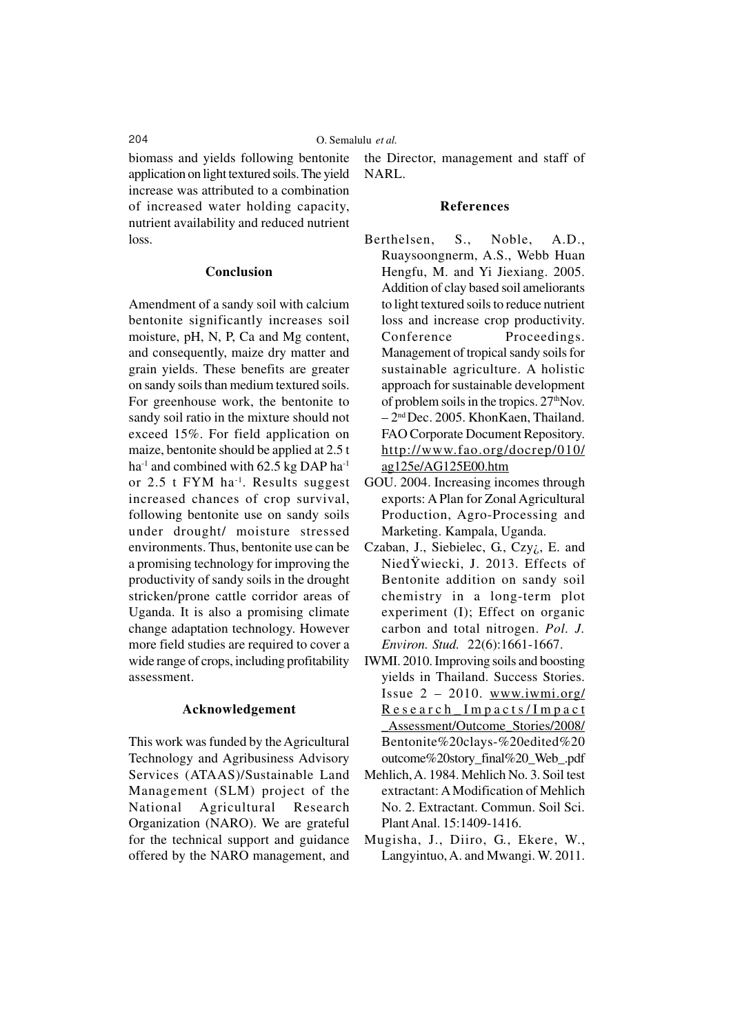biomass and yields following bentonite application on light textured soils. The yield increase was attributed to a combination of increased water holding capacity, nutrient availability and reduced nutrient loss.

## Conclusion

Amendment of a sandy soil with calcium bentonite significantly increases soil moisture, pH, N, P, Ca and Mg content, and consequently, maize dry matter and grain yields. These benefits are greater on sandy soils than medium textured soils. For greenhouse work, the bentonite to sandy soil ratio in the mixture should not exceed 15%. For field application on maize, bentonite should be applied at 2.5 t $ha^{-1}$ and combined with 62.5 kg DAP $ha^{-1}$ or 2.5 t FYM $ha^{-1}$. Results suggest increased chances of crop survival, following bentonite use on sandy soils under drought/ moisture stressed environments. Thus, bentonite use can be a promising technology for improving the productivity of sandy soils in the drought stricken/prone cattle corridor areas of Uganda. It is also a promising climate change adaptation technology. However more field studies are required to cover a wide range of crops, including profitability assessment.

## Acknowledgement

This work was funded by the Agricultural Technology and Agribusiness Advisory Services (ATAAS)/Sustainable Land Management (SLM) project of the National Agricultural Research Organization (NARO). We are grateful for the technical support and guidance offered by the NARO management, and the Director, management and staff of NARL.

## References

Berthelsen, S., Noble, A.D., Ruaysoongnerm, A.S., Webb Huan Hengfu, M. and Yi Jiexiang. 2005. Addition of clay based soil ameliorants to light textured soils to reduce nutrient loss and increase crop productivity. Conference Proceedings. Management of tropical sandy soils for sustainable agriculture. A holistic approach for sustainable development of problem soils in the tropics. 27th Nov. – 2nd Dec. 2005. KhonKaen, Thailand. FAO Corporate Document Repository. http://www.fao.org/docrep/010/ag125e/AG125E00.htm

GOU. 2004. Increasing incomes through exports: A Plan for Zonal Agricultural Production, Agro-Processing and Marketing. Kampala, Uganda.

Czaban, J., Siebielec, G., Czy¿, E. and NiedŸwiecki, J. 2013. Effects of Bentonite addition on sandy soil chemistry in a long-term plot experiment (I); Effect on organic carbon and total nitrogen. *Pol. J. Environ. Stud.* 22(6):1661-1667.

IWMI. 2010. Improving soils and boosting yields in Thailand. Success Stories. Issue 2 – 2010. www.iwmi.org/Research_Impacts/Impact_Assessment/Outcome_Stories/2008/Bentonite%20clays-%20edited%20outcome%20story_final%20_Web_.pdf

Mehlich, A. 1984. Mehlich No. 3. Soil test extractant: A Modification of Mehlich No. 2. Extractant. Commun. Soil Sci. Plant Anal. 15:1409-1416.

Mugisha, J., Diiro, G., Ekere, W., Langyintuo, A. and Mwangi. W. 2011.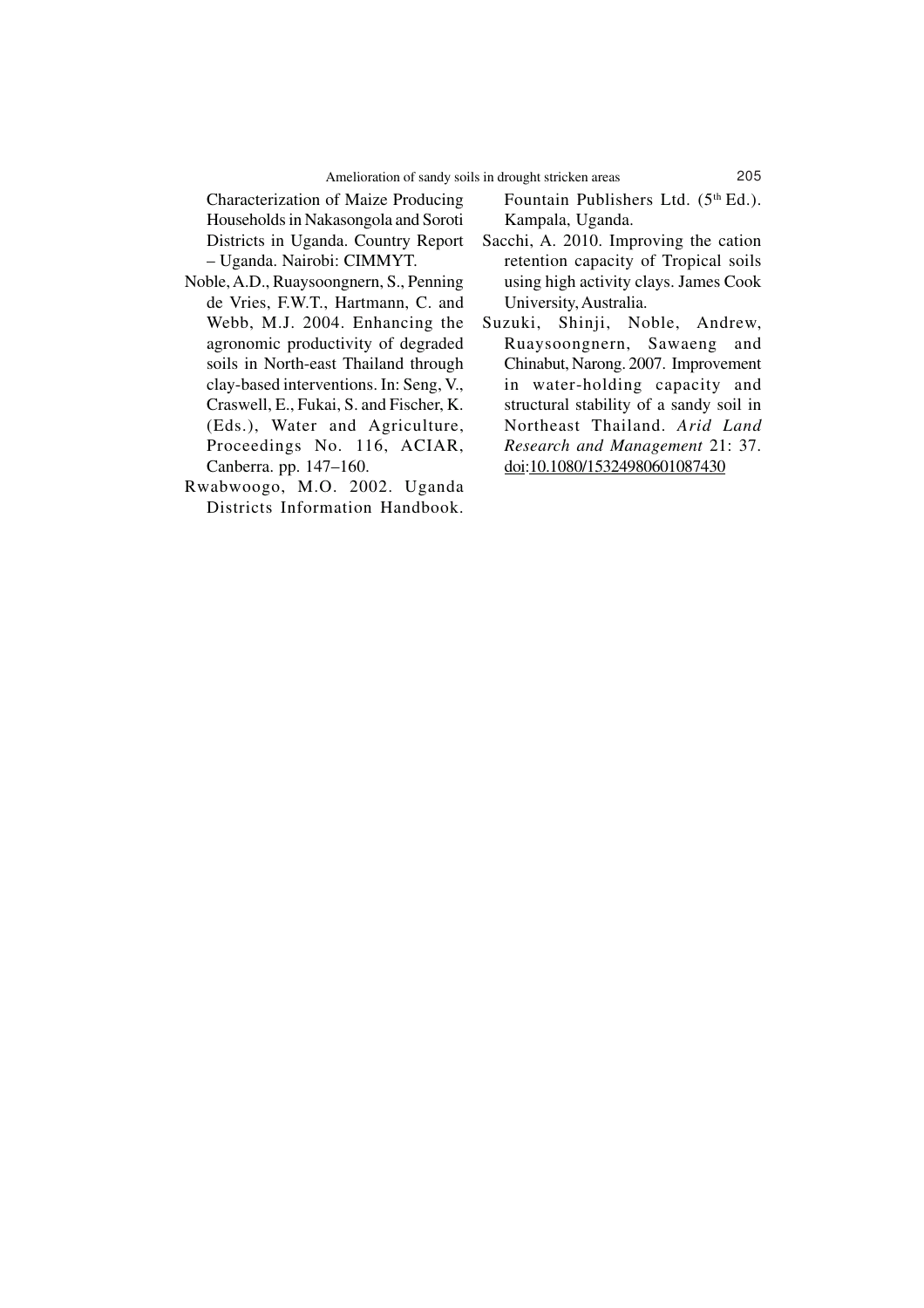Characterization of Maize Producing Households in Nakasongola and Soroti Districts in Uganda. Country Report – Uganda. Nairobi: CIMMYT.

Noble, A.D., Ruaysoongnern, S., Penning de Vries, F.W.T., Hartmann, C. and Webb, M.J. 2004. Enhancing the agronomic productivity of degraded soils in North-east Thailand through clay-based interventions. In: Seng, V., Craswell, E., Fukai, S. and Fischer, K. (Eds.), Water and Agriculture, Proceedings No. 116, ACIAR, Canberra. pp. 147–160.

Rwabwoogo, M.O. 2002. Uganda Districts Information Handbook. Fountain Publishers Ltd. (5th Ed.). Kampala, Uganda.

Sacchi, A. 2010. Improving the cation retention capacity of Tropical soils using high activity clays. James Cook University, Australia.

Suzuki, Shinji, Noble, Andrew, Ruaysoongnern, Sawaeng and Chinabut, Narong. 2007. Improvement in water-holding capacity and structural stability of a sandy soil in Northeast Thailand. *Arid Land Research and Management* 21: 37. doi:10.1080/15324980601087430